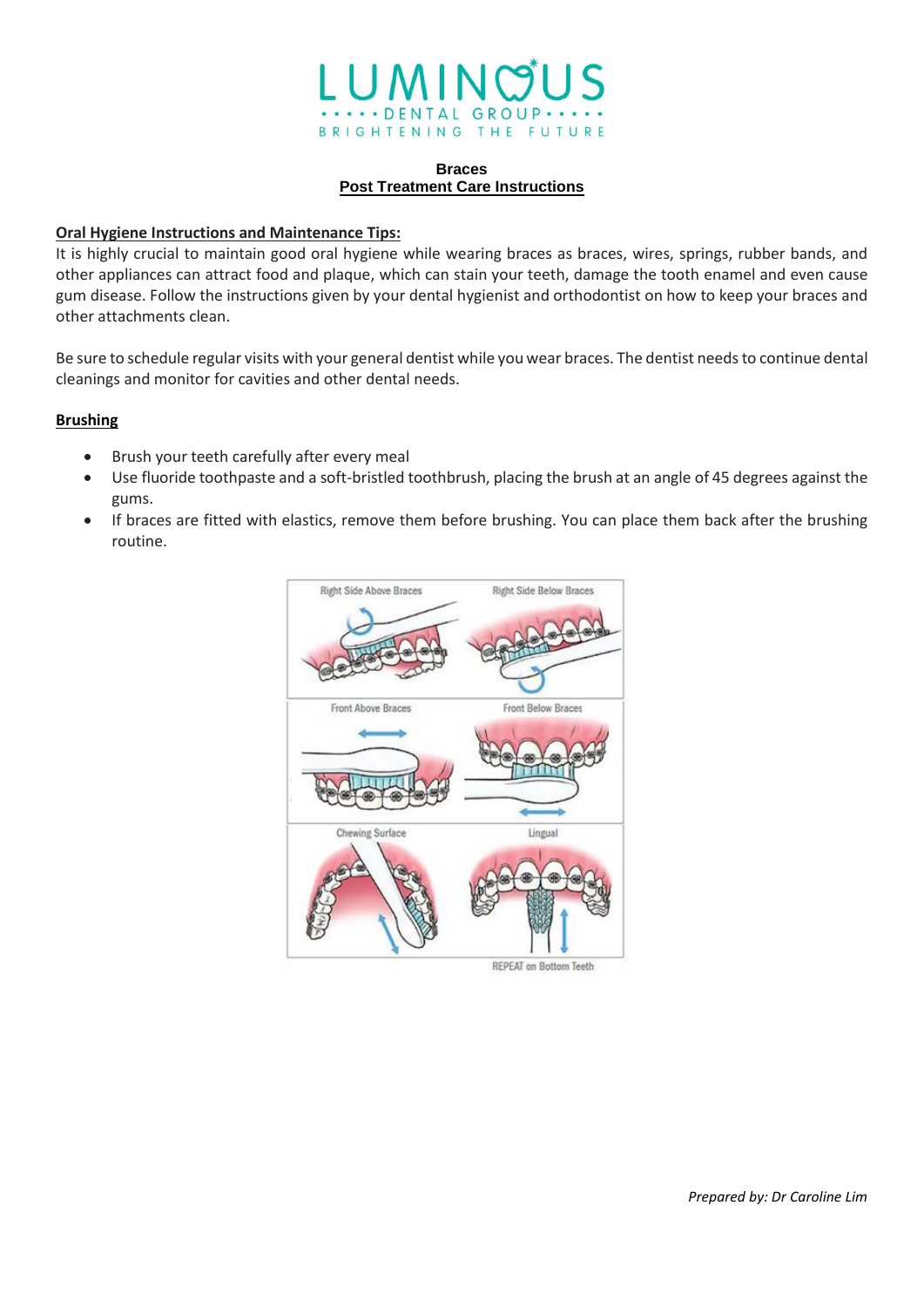# Braces

## Post Treatment Care Instructions

### Oral Hygiene Instructions and Maintenance Tips:

It is highly crucial to maintain good oral hygiene while wearing braces as braces, wires, springs, rubber bands, and other appliances can attract food and plaque, which can stain your teeth, damage the tooth enamel and even cause gum disease. Follow the instructions given by your dental hygienist and orthodontist on how to keep your braces and other attachments clean.

Be sure to schedule regular visits with your general dentist while you wear braces. The dentist needs to continue dental cleanings and monitor for cavities and other dental needs.

### Brushing

- Brush your teeth carefully after every meal
- Use fluoride toothpaste and a soft-bristled toothbrush, placing the brush at an angle of 45 degrees against the gums.
- If braces are fitted with elastics, remove them before brushing. You can place them back after the brushing routine.

*Prepared by: Dr Caroline Lim*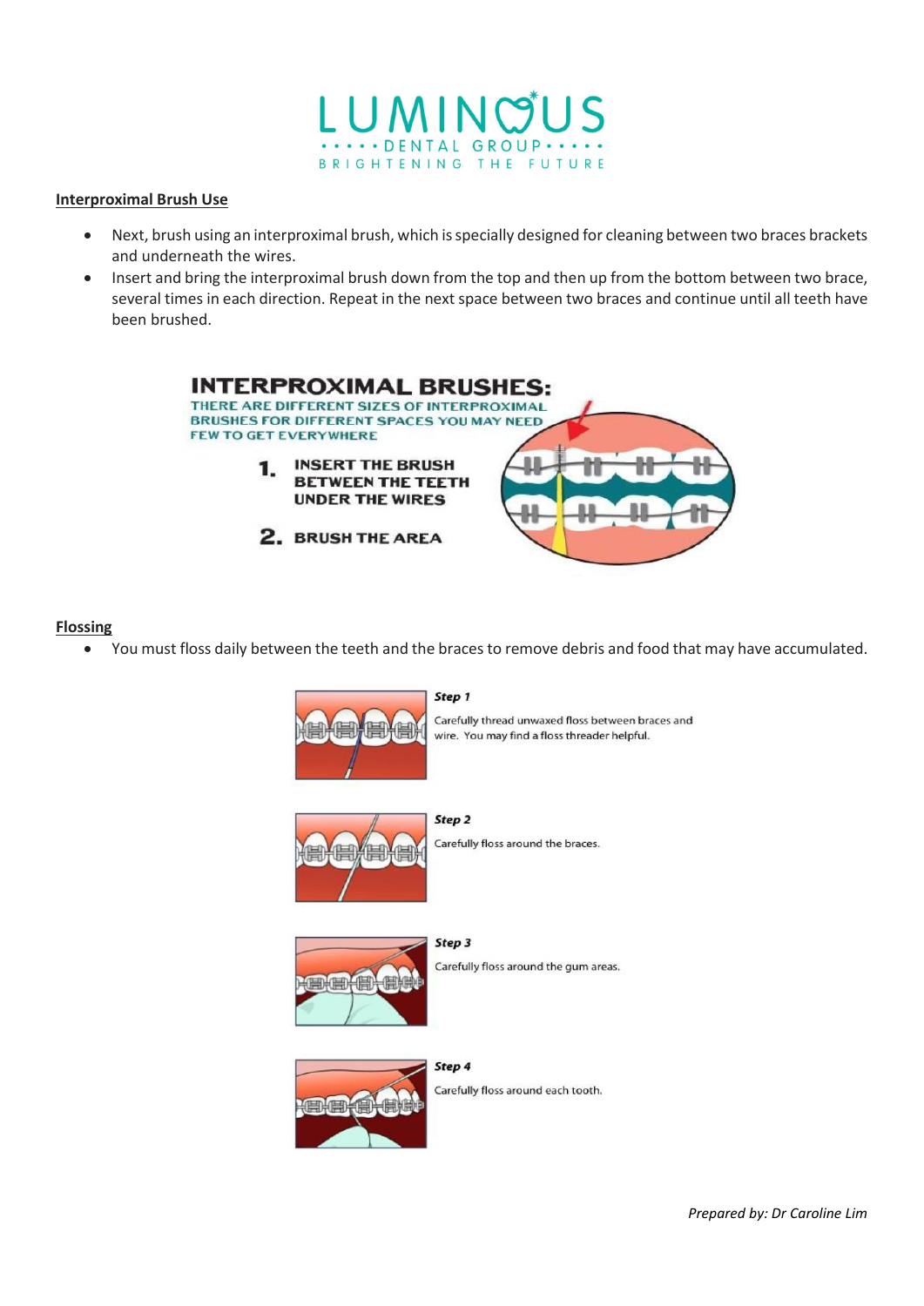## Interproximal Brush Use

- Next, brush using an interproximal brush, which is specially designed for cleaning between two braces brackets and underneath the wires.
- Insert and bring the interproximal brush down from the top and then up from the bottom between two brace, several times in each direction. Repeat in the next space between two braces and continue until all teeth have been brushed.

**INTERPROXIMAL BRUSHES:**

THERE ARE DIFFERENT SIZES OF INTERPROXIMAL BRUSHES FOR DIFFERENT SPACES YOU MAY NEED FEW TO GET EVERYWHERE

1. INSERT THE BRUSH BETWEEN THE TEETH UNDER THE WIRES
2. BRUSH THE AREA

## Flossing

- You must floss daily between the teeth and the braces to remove debris and food that may have accumulated.

***Step 1***

Carefully thread unwaxed floss between braces and wire. You may find a floss threader helpful.

***Step 2***

Carefully floss around the braces.

***Step 3***

Carefully floss around the gum areas.

***Step 4***

Carefully floss around each tooth.

*Prepared by: Dr Caroline Lim*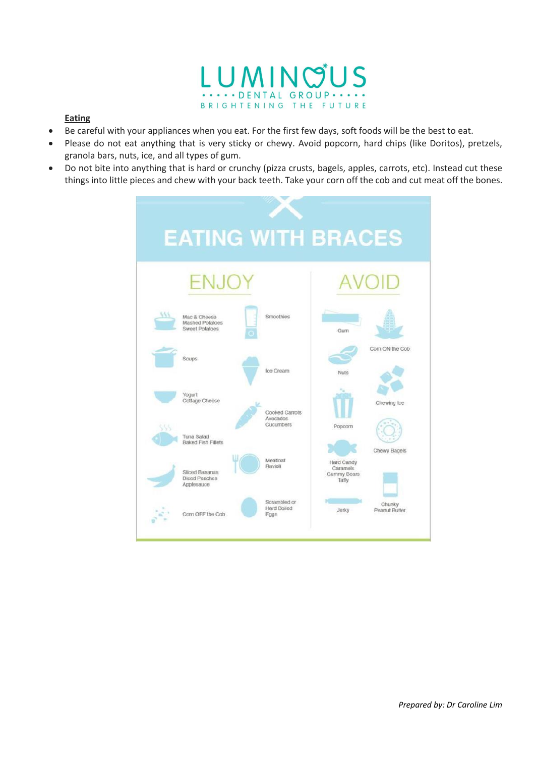**Eating**

- Be careful with your appliances when you eat. For the first few days, soft foods will be the best to eat.
- Please do not eat anything that is very sticky or chewy. Avoid popcorn, hard chips (like Doritos), pretzels, granola bars, nuts, ice, and all types of gum.
- Do not bite into anything that is hard or crunchy (pizza crusts, bagels, apples, carrots, etc). Instead cut these things into little pieces and chew with your back teeth. Take your corn off the cob and cut meat off the bones.

## EATING WITH BRACES

### ENJOY

- Mac & Cheese, Mashed Potatoes, Sweet Potatoes
- Smoothies
- Soups
- Ice Cream
- Yogurt, Cottage Cheese
- Cooked Carrots, Avocados, Cucumbers
- Tuna Salad, Baked Fish Fillets
- Meatloaf, Ravioli
- Sliced Bananas, Diced Peaches, Applesauce
- Scrambled or Hard Boiled Eggs
- Corn OFF the Cob

### AVOID

- Gum
- Corn ON the Cob
- Nuts
- Chewing Ice
- Popcorn
- Chewy Bagels
- Hard Candy, Caramels, Gummy Bears, Taffy
- Chunky Peanut Butter
- Jerky

*Prepared by: Dr Caroline Lim*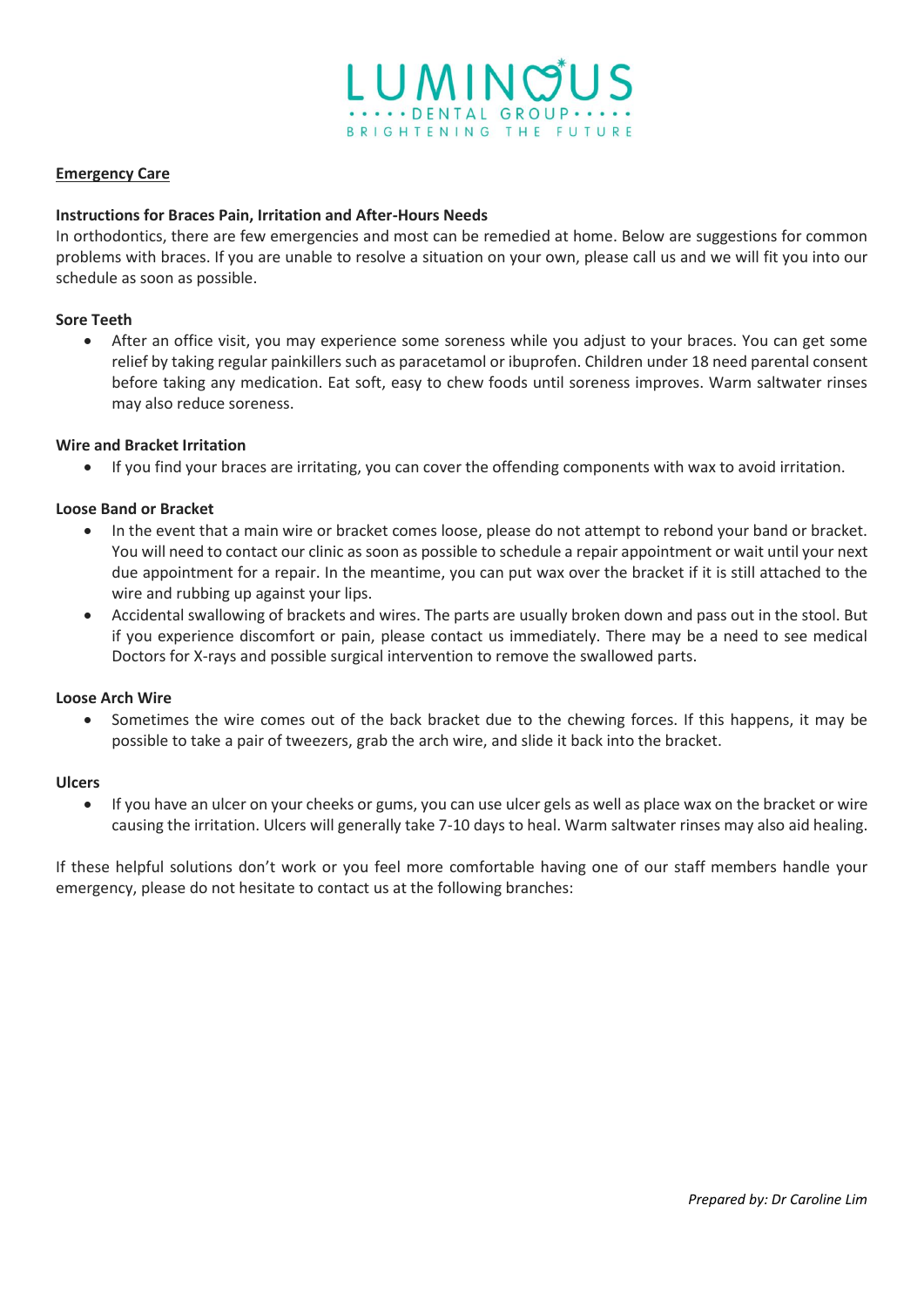LUMINOUS
DENTAL GROUP
BRIGHTENING THE FUTURE

## Emergency Care

### Instructions for Braces Pain, Irritation and After-Hours Needs

In orthodontics, there are few emergencies and most can be remedied at home. Below are suggestions for common problems with braces. If you are unable to resolve a situation on your own, please call us and we will fit you into our schedule as soon as possible.

**Sore Teeth**

- After an office visit, you may experience some soreness while you adjust to your braces. You can get some relief by taking regular painkillers such as paracetamol or ibuprofen. Children under 18 need parental consent before taking any medication. Eat soft, easy to chew foods until soreness improves. Warm saltwater rinses may also reduce soreness.

**Wire and Bracket Irritation**

- If you find your braces are irritating, you can cover the offending components with wax to avoid irritation.

**Loose Band or Bracket**

- In the event that a main wire or bracket comes loose, please do not attempt to rebond your band or bracket. You will need to contact our clinic as soon as possible to schedule a repair appointment or wait until your next due appointment for a repair. In the meantime, you can put wax over the bracket if it is still attached to the wire and rubbing up against your lips.
- Accidental swallowing of brackets and wires. The parts are usually broken down and pass out in the stool. But if you experience discomfort or pain, please contact us immediately. There may be a need to see medical Doctors for X-rays and possible surgical intervention to remove the swallowed parts.

**Loose Arch Wire**

- Sometimes the wire comes out of the back bracket due to the chewing forces. If this happens, it may be possible to take a pair of tweezers, grab the arch wire, and slide it back into the bracket.

**Ulcers**

- If you have an ulcer on your cheeks or gums, you can use ulcer gels as well as place wax on the bracket or wire causing the irritation. Ulcers will generally take 7-10 days to heal. Warm saltwater rinses may also aid healing.

If these helpful solutions don't work or you feel more comfortable having one of our staff members handle your emergency, please do not hesitate to contact us at the following branches:

*Prepared by: Dr Caroline Lim*